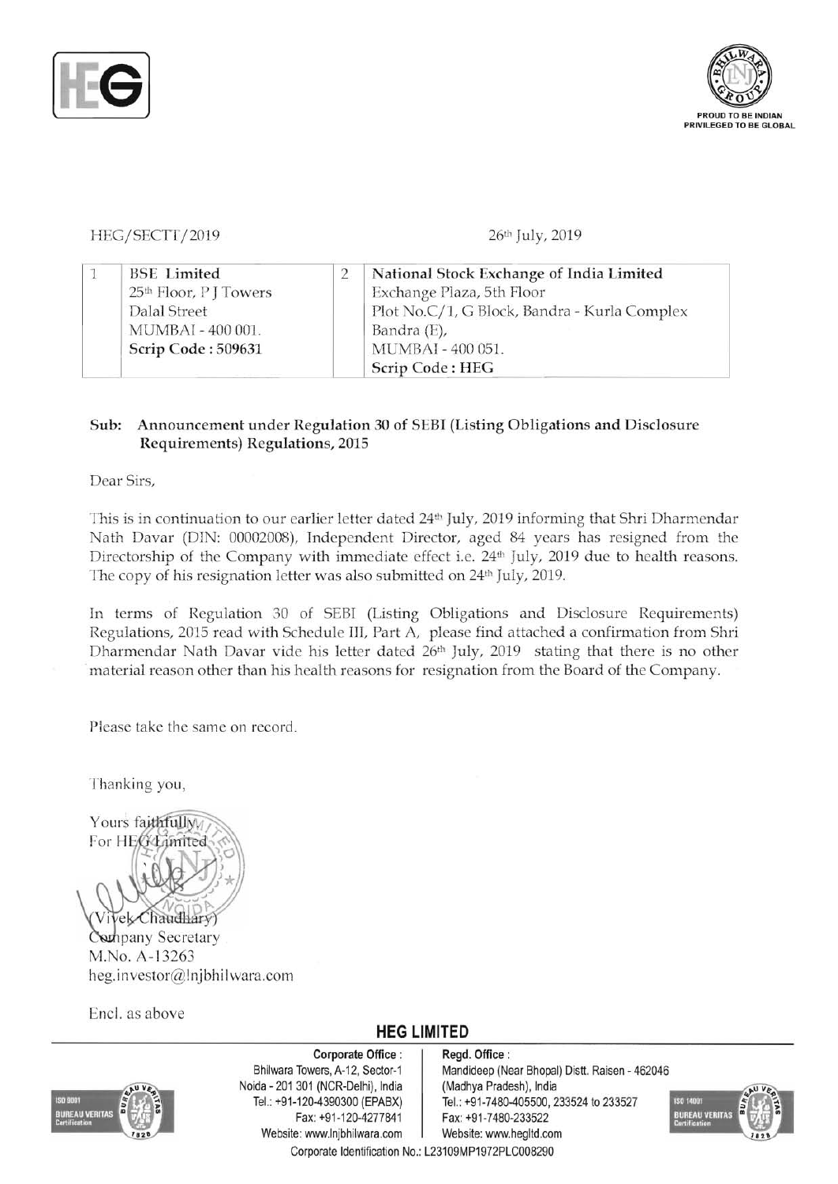HEG/SECTT/2019

26th July, 2019

| | | | |
|---|---|---|---|
| 1 | BSE Limited<br>25th Floor, P J Towers<br>Dalal Street<br>MUMBAI - 400 001.<br>**Scrip Code : 509631** | 2 | **National Stock Exchange of India Limited**<br>Exchange Plaza, 5th Floor<br>Plot No.C/1, G Block, Bandra - Kurla Complex<br>Bandra (E),<br>MUMBAI - 400 051.<br>**Scrip Code : HEG** |

**Sub: Announcement under Regulation 30 of SEBI (Listing Obligations and Disclosure Requirements) Regulations, 2015**

Dear Sirs,

This is in continuation to our earlier letter dated 24th July, 2019 informing that Shri Dharmendar Nath Davar (DIN: 00002008), Independent Director, aged 84 years has resigned from the Directorship of the Company with immediate effect i.e. 24th July, 2019 due to health reasons. The copy of his resignation letter was also submitted on 24th July, 2019.

In terms of Regulation 30 of SEBI (Listing Obligations and Disclosure Requirements) Regulations, 2015 read with Schedule III, Part A, please find attached a confirmation from Shri Dharmendar Nath Davar vide his letter dated 26th July, 2019 stating that there is no other material reason other than his health reasons for resignation from the Board of the Company.

Please take the same on record.

Thanking you,

Yours faithfully,
For HEG Limited

(Vivek Chaudhary)
Company Secretary
M.No. A-13263
heg.investor@lnjbhilwara.com

Encl. as above

**HEG LIMITED**

**Corporate Office :** Bhilwara Towers, A-12, Sector-1, Noida - 201 301 (NCR-Delhi), India, Tel.: +91-120-4390300 (EPABX), Fax: +91-120-4277841, Website: www.lnjbhilwara.com

**Regd. Office :** Mandideep (Near Bhopal) Distt. Raisen - 462046 (Madhya Pradesh), India, Tel.: +91-7480-405500, 233524 to 233527, Fax: +91-7480-233522, Website: www.hegltd.com

Corporate Identification No.: L23109MP1972PLC008290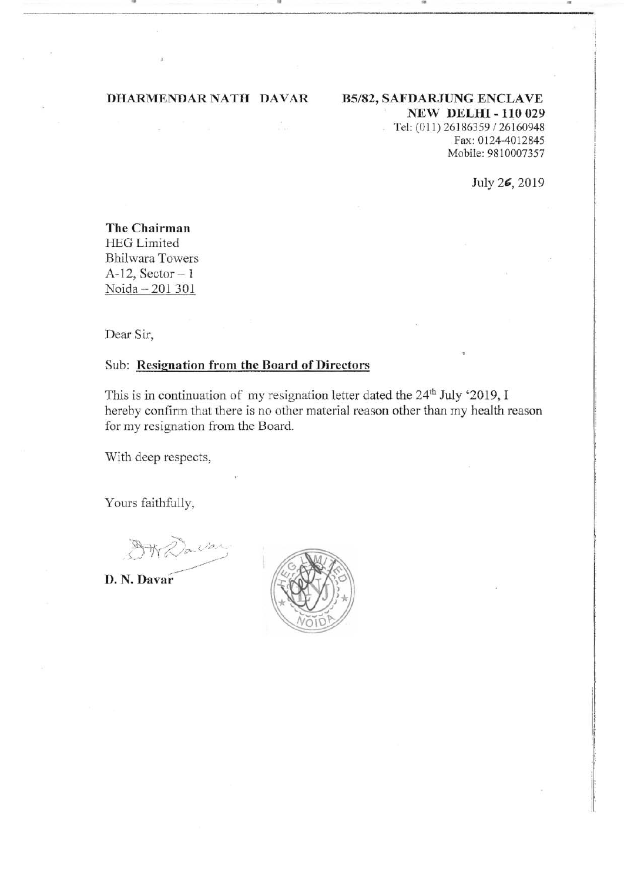**DHARMENDAR NATH DAVAR**

**B5/82, SAFDARJUNG ENCLAVE**
**NEW DELHI - 110 029**
Tel: (011) 26186359 / 26160948
Fax: 0124-4012845
Mobile: 9810007357

July 26, 2019

**The Chairman**
HEG Limited
Bhilwara Towers
A-12, Sector – 1
Noida – 201 301

Dear Sir,

Sub: **Resignation from the Board of Directors**

This is in continuation of my resignation letter dated the 24th July '2019, I hereby confirm that there is no other material reason other than my health reason for my resignation from the Board.

With deep respects,

Yours faithfully,

**D. N. Davar**